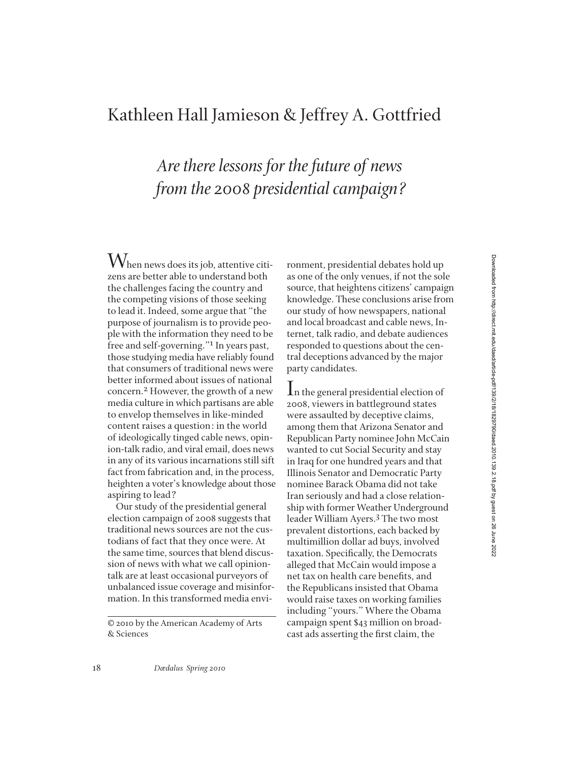# Kathleen Hall Jamieson & Jeffrey A. Gottfried

## *Are there lessons for the future of news from the 2008 presidential campaign?*

When news does its job, attentive citizens are better able to understand both the challenges facing the country and the competing visions of those seeking to lead it. Indeed, some argue that "the purpose of journalism is to provide people with the information they need to be free and self-governing."[1] In years past, those studying media have reliably found that consumers of traditional news were better informed about issues of national concern.[2] However, the growth of a new media culture in which partisans are able to envelop themselves in like-minded content raises a question: in the world of ideologically tinged cable news, opinion-talk radio, and viral email, does news in any of its various incarnations still sift fact from fabrication and, in the process, heighten a voter's knowledge about those aspiring to lead?

Our study of the presidential general election campaign of 2008 suggests that traditional news sources are not the custodians of fact that they once were. At the same time, sources that blend discussion of news with what we call opinion-talk are at least occasional purveyors of unbalanced issue coverage and misinformation. In this transformed media environment, presidential debates hold up as one of the only venues, if not the sole source, that heightens citizens' campaign knowledge. These conclusions arise from our study of how newspapers, national and local broadcast and cable news, Internet, talk radio, and debate audiences responded to questions about the central deceptions advanced by the major party candidates.

In the general presidential election of 2008, viewers in battleground states were assaulted by deceptive claims, among them that Arizona Senator and Republican Party nominee John McCain wanted to cut Social Security and stay in Iraq for one hundred years and that Illinois Senator and Democratic Party nominee Barack Obama did not take Iran seriously and had a close relationship with former Weather Underground leader William Ayers.[3] The two most prevalent distortions, each backed by multimillion dollar ad buys, involved taxation. Specifically, the Democrats alleged that McCain would impose a net tax on health care benefits, and the Republicans insisted that Obama would raise taxes on working families including "yours." Where the Obama campaign spent $43 million on broadcast ads asserting the first claim, the

© 2010 by the American Academy of Arts & Sciences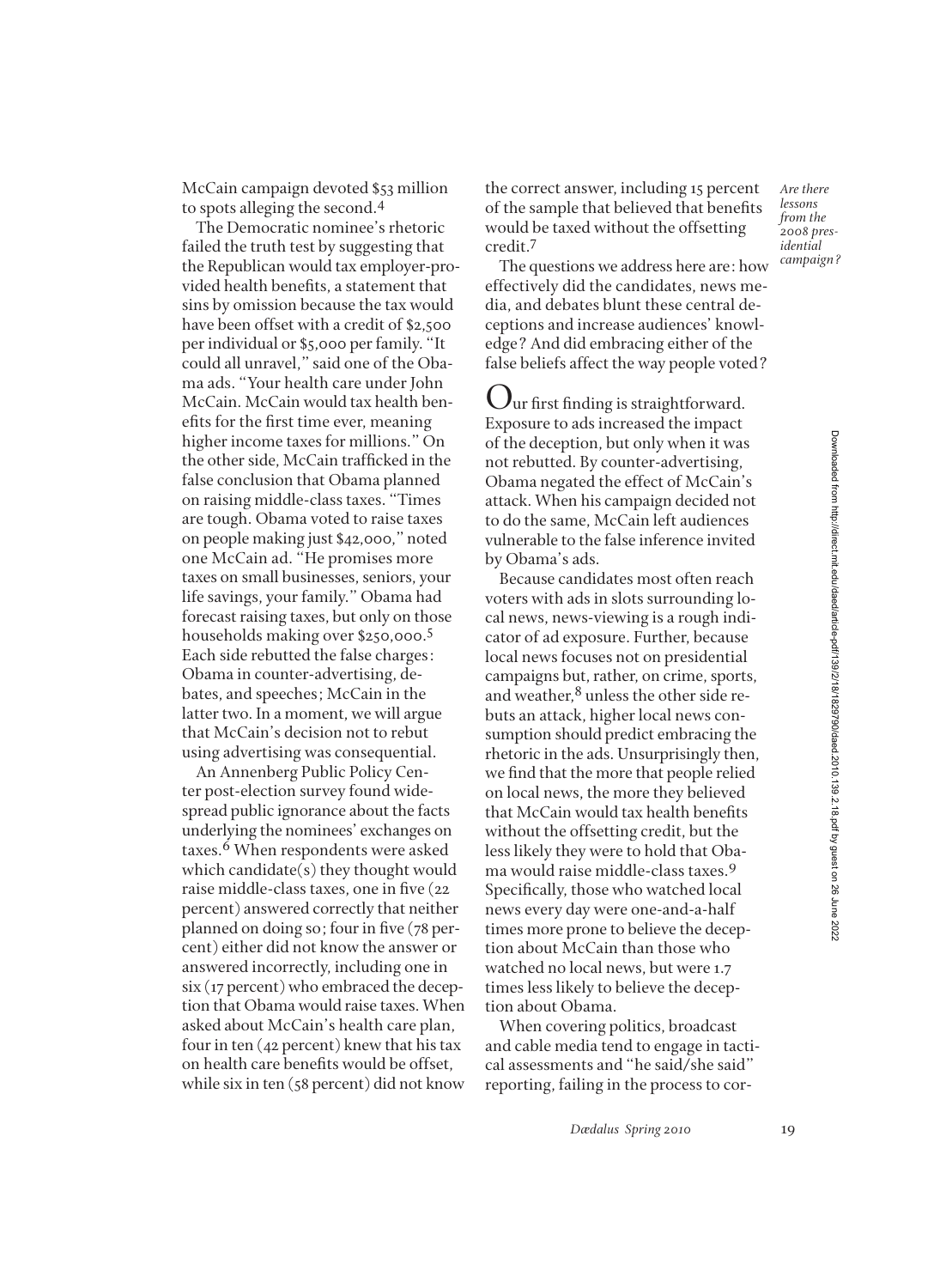McCain campaign devoted $53 million to spots alleging the second.[4]

The Democratic nominee's rhetoric failed the truth test by suggesting that the Republican would tax employer-provided health benefits, a statement that sins by omission because the tax would have been offset with a credit of $2,500 per individual or $5,000 per family. "It could all unravel," said one of the Obama ads. "Your health care under John McCain. McCain would tax health benefits for the first time ever, meaning higher income taxes for millions." On the other side, McCain trafficked in the false conclusion that Obama planned on raising middle-class taxes. "Times are tough. Obama voted to raise taxes on people making just $42,000," noted one McCain ad. "He promises more taxes on small businesses, seniors, your life savings, your family." Obama had forecast raising taxes, but only on those households making over $250,000.[5] Each side rebutted the false charges: Obama in counter-advertising, debates, and speeches; McCain in the latter two. In a moment, we will argue that McCain's decision not to rebut using advertising was consequential.

An Annenberg Public Policy Center post-election survey found widespread public ignorance about the facts underlying the nominees' exchanges on taxes.[6] When respondents were asked which candidate(s) they thought would raise middle-class taxes, one in five (22 percent) answered correctly that neither planned on doing so; four in five (78 percent) either did not know the answer or answered incorrectly, including one in six (17 percent) who embraced the deception that Obama would raise taxes. When asked about McCain's health care plan, four in ten (42 percent) knew that his tax on health care benefits would be offset, while six in ten (58 percent) did not know the correct answer, including 15 percent of the sample that believed that benefits would be taxed without the offsetting credit.[7]

*Are there lessons from the 2008 presidential campaign?*

The questions we address here are: how effectively did the candidates, news media, and debates blunt these central deceptions and increase audiences' knowledge? And did embracing either of the false beliefs affect the way people voted?

Our first finding is straightforward. Exposure to ads increased the impact of the deception, but only when it was not rebutted. By counter-advertising, Obama negated the effect of McCain's attack. When his campaign decided not to do the same, McCain left audiences vulnerable to the false inference invited by Obama's ads.

Because candidates most often reach voters with ads in slots surrounding local news, news-viewing is a rough indicator of ad exposure. Further, because local news focuses not on presidential campaigns but, rather, on crime, sports, and weather,[8] unless the other side rebuts an attack, higher local news consumption should predict embracing the rhetoric in the ads. Unsurprisingly then, we find that the more that people relied on local news, the more they believed that McCain would tax health benefits without the offsetting credit, but the less likely they were to hold that Obama would raise middle-class taxes.[9] Specifically, those who watched local news every day were one-and-a-half times more prone to believe the deception about McCain than those who watched no local news, but were 1.7 times less likely to believe the deception about Obama.

When covering politics, broadcast and cable media tend to engage in tactical assessments and "he said/she said" reporting, failing in the process to cor-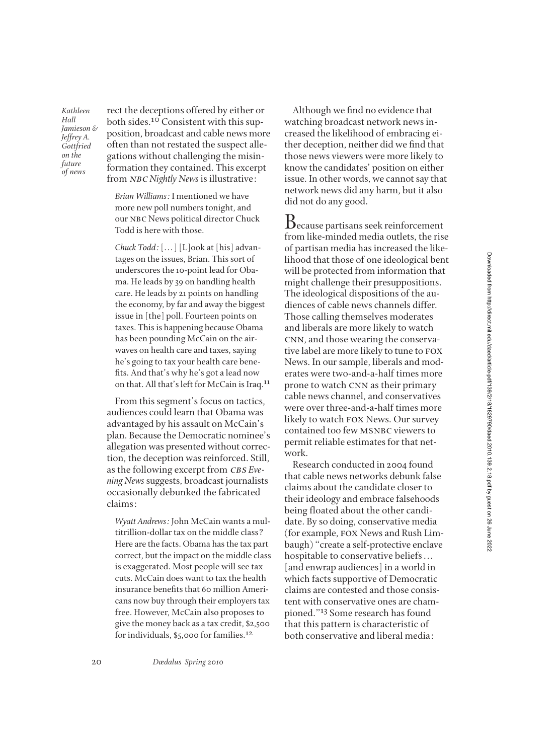rect the deceptions offered by either or both sides.[10] Consistent with this supposition, broadcast and cable news more often than not restated the suspect allegations without challenging the misinformation they contained. This excerpt from *NBC Nightly News* is illustrative:

> *Brian Williams:* I mentioned we have more new poll numbers tonight, and our NBC News political director Chuck Todd is here with those.
>
> *Chuck Todd:* [. . .] [L]ook at [his] advantages on the issues, Brian. This sort of underscores the 10-point lead for Obama. He leads by 39 on handling health care. He leads by 21 points on handling the economy, by far and away the biggest issue in [the] poll. Fourteen points on taxes. This is happening because Obama has been pounding McCain on the airwaves on health care and taxes, saying he's going to tax your health care benefits. And that's why he's got a lead now on that. All that's left for McCain is Iraq.[11]

From this segment's focus on tactics, audiences could learn that Obama was advantaged by his assault on McCain's plan. Because the Democratic nominee's allegation was presented without correction, the deception was reinforced. Still, as the following excerpt from *CBS Evening News* suggests, broadcast journalists occasionally debunked the fabricated claims:

> *Wyatt Andrews:* John McCain wants a multitrillion-dollar tax on the middle class? Here are the facts. Obama has the tax part correct, but the impact on the middle class is exaggerated. Most people will see tax cuts. McCain does want to tax the health insurance benefits that 60 million Americans now buy through their employers tax free. However, McCain also proposes to give the money back as a tax credit, $2,500 for individuals, $5,000 for families.[12]

Although we find no evidence that watching broadcast network news increased the likelihood of embracing either deception, neither did we find that those news viewers were more likely to know the candidates' position on either issue. In other words, we cannot say that network news did any harm, but it also did not do any good.

Because partisans seek reinforcement from like-minded media outlets, the rise of partisan media has increased the likelihood that those of one ideological bent will be protected from information that might challenge their presuppositions. The ideological dispositions of the audiences of cable news channels differ. Those calling themselves moderates and liberals are more likely to watch CNN, and those wearing the conservative label are more likely to tune to FOX News. In our sample, liberals and moderates were two-and-a-half times more prone to watch CNN as their primary cable news channel, and conservatives were over three-and-a-half times more likely to watch FOX News. Our survey contained too few MSNBC viewers to permit reliable estimates for that network.

Research conducted in 2004 found that cable news networks debunk false claims about the candidate closer to their ideology and embrace falsehoods being floated about the other candidate. By so doing, conservative media (for example, FOX News and Rush Limbaugh) "create a self-protective enclave hospitable to conservative beliefs . . . [and enwrap audiences] in a world in which facts supportive of Democratic claims are contested and those consistent with conservative ones are championed."[13] Some research has found that this pattern is characteristic of both conservative and liberal media: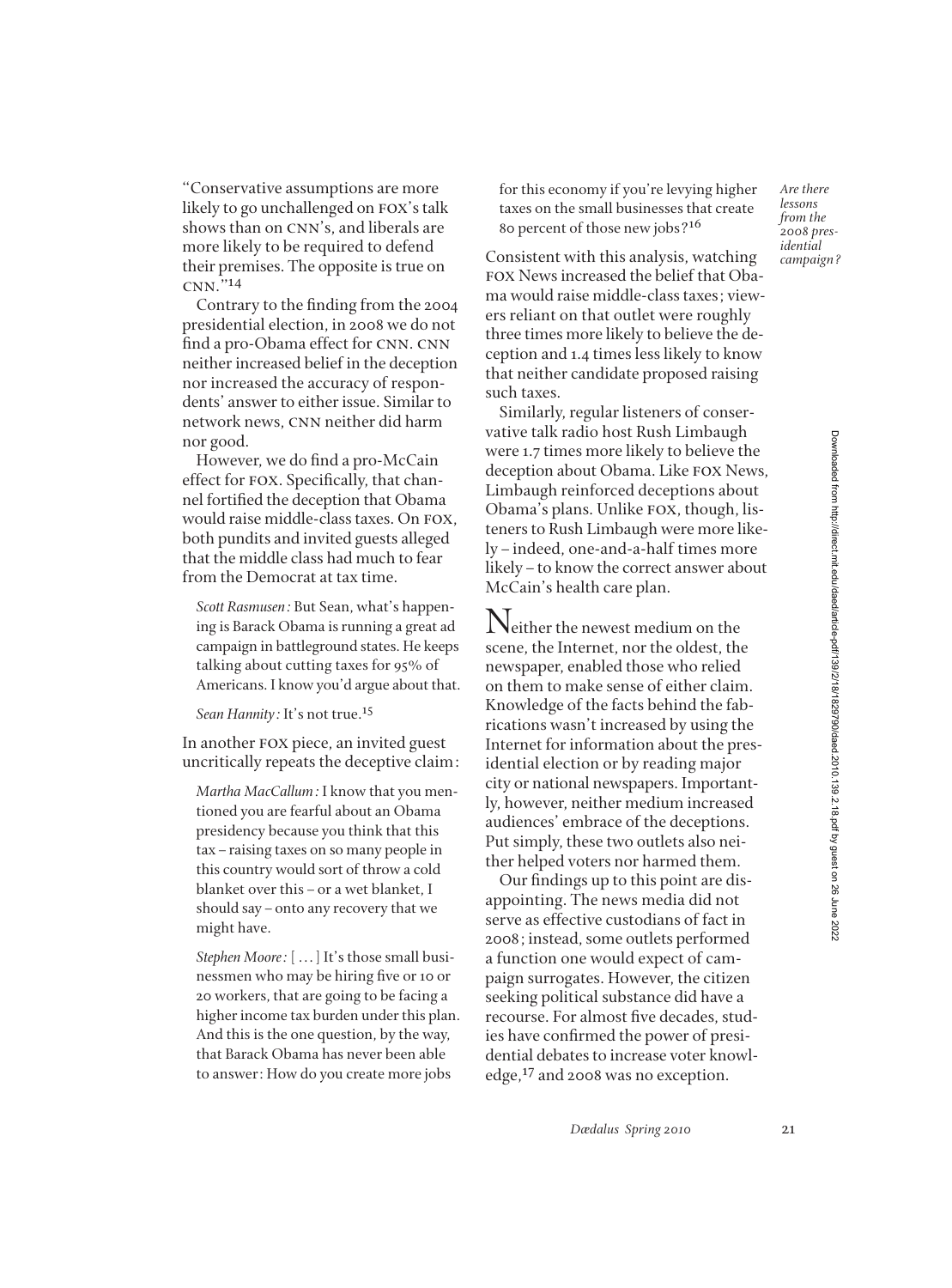"Conservative assumptions are more likely to go unchallenged on FOX's talk shows than on CNN's, and liberals are more likely to be required to defend their premises. The opposite is true on CNN."[14]

Contrary to the finding from the 2004 presidential election, in 2008 we do not find a pro-Obama effect for CNN. CNN neither increased belief in the deception nor increased the accuracy of respondents' answer to either issue. Similar to network news, CNN neither did harm nor good.

However, we do find a pro-McCain effect for FOX. Specifically, that channel fortified the deception that Obama would raise middle-class taxes. On FOX, both pundits and invited guests alleged that the middle class had much to fear from the Democrat at tax time.

> *Scott Rasmusen:* But Sean, what's happening is Barack Obama is running a great ad campaign in battleground states. He keeps talking about cutting taxes for 95% of Americans. I know you'd argue about that.
>
> *Sean Hannity:* It's not true.[15]

In another FOX piece, an invited guest uncritically repeats the deceptive claim:

> *Martha MacCallum:* I know that you mentioned you are fearful about an Obama presidency because you think that this tax – raising taxes on so many people in this country would sort of throw a cold blanket over this – or a wet blanket, I should say – onto any recovery that we might have.
>
> *Stephen Moore:* [ . . . ] It's those small businessmen who may be hiring five or 10 or 20 workers, that are going to be facing a higher income tax burden under this plan. And this is the one question, by the way, that Barack Obama has never been able to answer: How do you create more jobs for this economy if you're levying higher taxes on the small businesses that create 80 percent of those new jobs?[16]

Consistent with this analysis, watching FOX News increased the belief that Obama would raise middle-class taxes; viewers reliant on that outlet were roughly three times more likely to believe the deception and 1.4 times less likely to know that neither candidate proposed raising such taxes.

Similarly, regular listeners of conservative talk radio host Rush Limbaugh were 1.7 times more likely to believe the deception about Obama. Like FOX News, Limbaugh reinforced deceptions about Obama's plans. Unlike FOX, though, listeners to Rush Limbaugh were more likely – indeed, one-and-a-half times more likely – to know the correct answer about McCain's health care plan.

Neither the newest medium on the scene, the Internet, nor the oldest, the newspaper, enabled those who relied on them to make sense of either claim. Knowledge of the facts behind the fabrications wasn't increased by using the Internet for information about the presidential election or by reading major city or national newspapers. Importantly, however, neither medium increased audiences' embrace of the deceptions. Put simply, these two outlets also neither helped voters nor harmed them.

Our findings up to this point are disappointing. The news media did not serve as effective custodians of fact in 2008; instead, some outlets performed a function one would expect of campaign surrogates. However, the citizen seeking political substance did have a recourse. For almost five decades, studies have confirmed the power of presidential debates to increase voter knowledge,[17] and 2008 was no exception.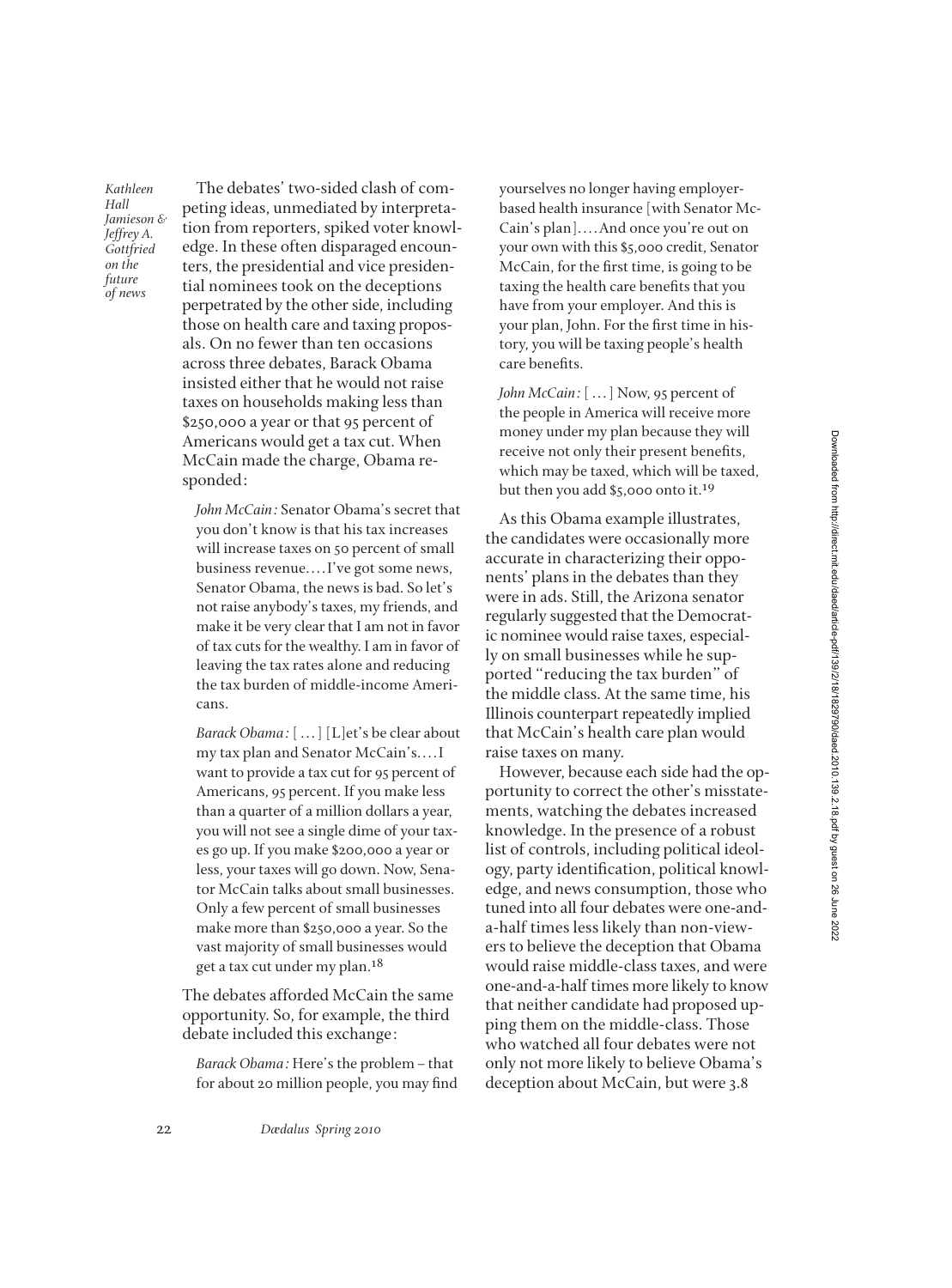The debates' two-sided clash of competing ideas, unmediated by interpretation from reporters, spiked voter knowledge. In these often disparaged encounters, the presidential and vice presidential nominees took on the deceptions perpetrated by the other side, including those on health care and taxing proposals. On no fewer than ten occasions across three debates, Barack Obama insisted either that he would not raise taxes on households making less than \$250,000 a year or that 95 percent of Americans would get a tax cut. When McCain made the charge, Obama responded:

> *John McCain:* Senator Obama's secret that you don't know is that his tax increases will increase taxes on 50 percent of small business revenue.... I've got some news, Senator Obama, the news is bad. So let's not raise anybody's taxes, my friends, and make it be very clear that I am not in favor of tax cuts for the wealthy. I am in favor of leaving the tax rates alone and reducing the tax burden of middle-income Americans.
>
> *Barack Obama:* [ ... ] [L]et's be clear about my tax plan and Senator McCain's.... I want to provide a tax cut for 95 percent of Americans, 95 percent. If you make less than a quarter of a million dollars a year, you will not see a single dime of your taxes go up. If you make \$200,000 a year or less, your taxes will go down. Now, Senator McCain talks about small businesses. Only a few percent of small businesses make more than \$250,000 a year. So the vast majority of small businesses would get a tax cut under my plan.[18]

The debates afforded McCain the same opportunity. So, for example, the third debate included this exchange:

> *Barack Obama:* Here's the problem – that for about 20 million people, you may find yourselves no longer having employer-based health insurance [with Senator McCain's plan].... And once you're out on your own with this \$5,000 credit, Senator McCain, for the first time, is going to be taxing the health care benefits that you have from your employer. And this is your plan, John. For the first time in history, you will be taxing people's health care benefits.
>
> *John McCain:* [ ... ] Now, 95 percent of the people in America will receive more money under my plan because they will receive not only their present benefits, which may be taxed, which will be taxed, but then you add \$5,000 onto it.[19]

As this Obama example illustrates, the candidates were occasionally more accurate in characterizing their opponents' plans in the debates than they were in ads. Still, the Arizona senator regularly suggested that the Democratic nominee would raise taxes, especially on small businesses while he supported "reducing the tax burden" of the middle class. At the same time, his Illinois counterpart repeatedly implied that McCain's health care plan would raise taxes on many.

However, because each side had the opportunity to correct the other's misstatements, watching the debates increased knowledge. In the presence of a robust list of controls, including political ideology, party identification, political knowledge, and news consumption, those who tuned into all four debates were one-and-a-half times less likely than non-viewers to believe the deception that Obama would raise middle-class taxes, and were one-and-a-half times more likely to know that neither candidate had proposed upping them on the middle-class. Those who watched all four debates were not only not more likely to believe Obama's deception about McCain, but were 3.8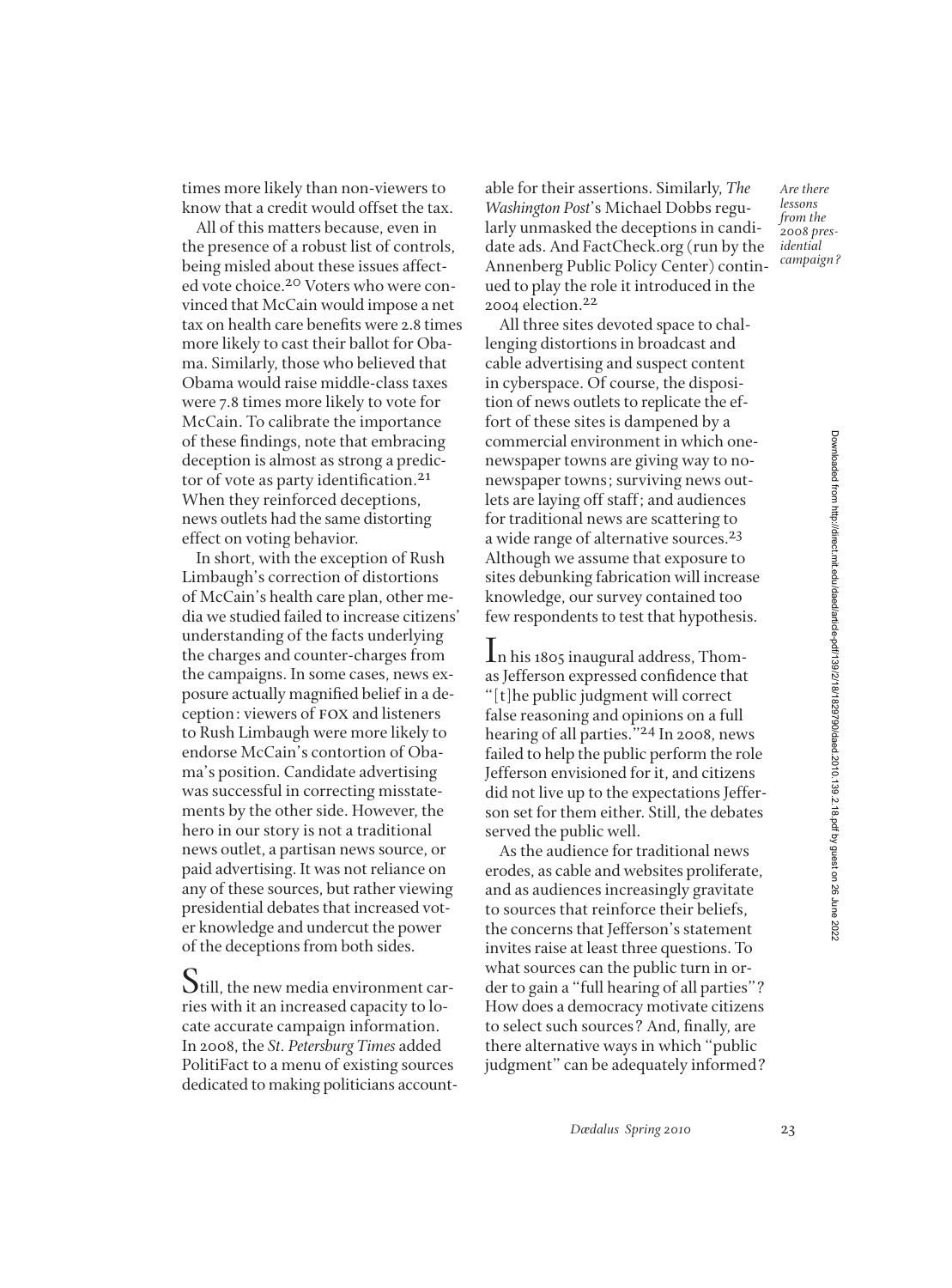times more likely than non-viewers to know that a credit would offset the tax.

All of this matters because, even in the presence of a robust list of controls, being misled about these issues affected vote choice.[20] Voters who were convinced that McCain would impose a net tax on health care benefits were 2.8 times more likely to cast their ballot for Obama. Similarly, those who believed that Obama would raise middle-class taxes were 7.8 times more likely to vote for McCain. To calibrate the importance of these findings, note that embracing deception is almost as strong a predictor of vote as party identification.[21] When they reinforced deceptions, news outlets had the same distorting effect on voting behavior.

In short, with the exception of Rush Limbaugh's correction of distortions of McCain's health care plan, other media we studied failed to increase citizens' understanding of the facts underlying the charges and counter-charges from the campaigns. In some cases, news exposure actually magnified belief in a deception: viewers of FOX and listeners to Rush Limbaugh were more likely to endorse McCain's contortion of Obama's position. Candidate advertising was successful in correcting misstatements by the other side. However, the hero in our story is not a traditional news outlet, a partisan news source, or paid advertising. It was not reliance on any of these sources, but rather viewing presidential debates that increased voter knowledge and undercut the power of the deceptions from both sides.

Still, the new media environment carries with it an increased capacity to locate accurate campaign information. In 2008, the *St. Petersburg Times* added PolitiFact to a menu of existing sources dedicated to making politicians accountable for their assertions. Similarly, *The Washington Post*'s Michael Dobbs regularly unmasked the deceptions in candidate ads. And FactCheck.org (run by the Annenberg Public Policy Center) continued to play the role it introduced in the 2004 election.[22]

All three sites devoted space to challenging distortions in broadcast and cable advertising and suspect content in cyberspace. Of course, the disposition of news outlets to replicate the effort of these sites is dampened by a commercial environment in which one-newspaper towns are giving way to no-newspaper towns; surviving news outlets are laying off staff; and audiences for traditional news are scattering to a wide range of alternative sources.[23] Although we assume that exposure to sites debunking fabrication will increase knowledge, our survey contained too few respondents to test that hypothesis.

In his 1805 inaugural address, Thomas Jefferson expressed confidence that "[t]he public judgment will correct false reasoning and opinions on a full hearing of all parties."[24] In 2008, news failed to help the public perform the role Jefferson envisioned for it, and citizens did not live up to the expectations Jefferson set for them either. Still, the debates served the public well.

As the audience for traditional news erodes, as cable and websites proliferate, and as audiences increasingly gravitate to sources that reinforce their beliefs, the concerns that Jefferson's statement invites raise at least three questions. To what sources can the public turn in order to gain a "full hearing of all parties"? How does a democracy motivate citizens to select such sources? And, finally, are there alternative ways in which "public judgment" can be adequately informed?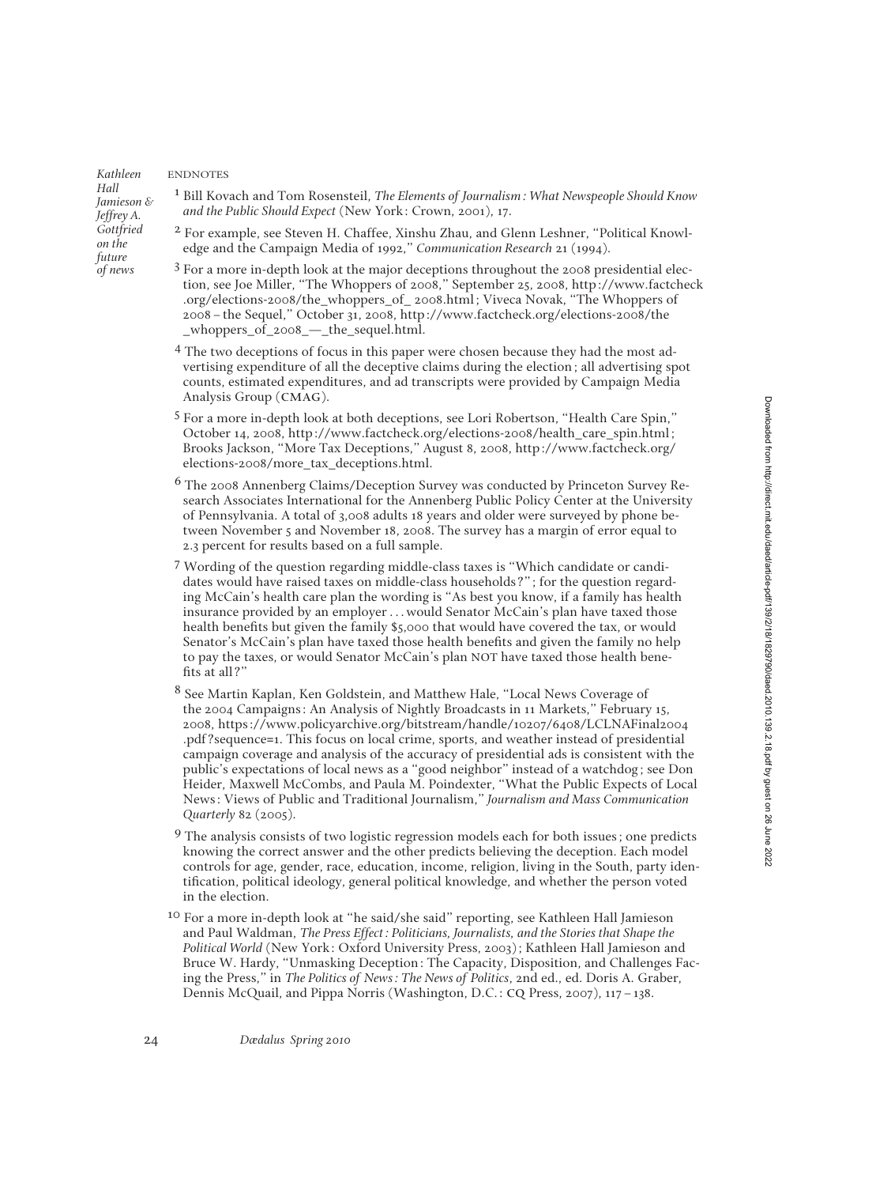ENDNOTES

1 Bill Kovach and Tom Rosenstiel, *The Elements of Journalism: What Newspeople Should Know and the Public Should Expect* (New York: Crown, 2001), 17.

2 For example, see Steven H. Chaffee, Xinshu Zhau, and Glenn Leshner, "Political Knowledge and the Campaign Media of 1992," *Communication Research* 21 (1994).

3 For a more in-depth look at the major deceptions throughout the 2008 presidential election, see Joe Miller, "The Whoppers of 2008," September 25, 2008, http://www.factcheck.org/elections-2008/the_whoppers_of_2008.html; Viveca Novak, "The Whoppers of 2008 – the Sequel," October 31, 2008, http://www.factcheck.org/elections-2008/the_whoppers_of_2008_—_the_sequel.html.

4 The two deceptions of focus in this paper were chosen because they had the most advertising expenditure of all the deceptive claims during the election; all advertising spot counts, estimated expenditures, and ad transcripts were provided by Campaign Media Analysis Group (CMAG).

5 For a more in-depth look at both deceptions, see Lori Robertson, "Health Care Spin," October 14, 2008, http://www.factcheck.org/elections-2008/health_care_spin.html; Brooks Jackson, "More Tax Deceptions," August 8, 2008, http://www.factcheck.org/elections-2008/more_tax_deceptions.html.

6 The 2008 Annenberg Claims/Deception Survey was conducted by Princeton Survey Research Associates International for the Annenberg Public Policy Center at the University of Pennsylvania. A total of 3,008 adults 18 years and older were surveyed by phone between November 5 and November 18, 2008. The survey has a margin of error equal to 2.3 percent for results based on a full sample.

7 Wording of the question regarding middle-class taxes is "Which candidate or candidates would have raised taxes on middle-class households?"; for the question regarding McCain's health care plan the wording is "As best you know, if a family has health insurance provided by an employer . . . would Senator McCain's plan have taxed those health benefits but given the family $5,000 that would have covered the tax, or would Senator's McCain's plan have taxed those health benefits and given the family no help to pay the taxes, or would Senator McCain's plan NOT have taxed those health benefits at all?"

8 See Martin Kaplan, Ken Goldstein, and Matthew Hale, "Local News Coverage of the 2004 Campaigns: An Analysis of Nightly Broadcasts in 11 Markets," February 15, 2008, https://www.policyarchive.org/bitstream/handle/10207/6408/LCLNAFinal2004.pdf?sequence=1. This focus on local crime, sports, and weather instead of presidential campaign coverage and analysis of the accuracy of presidential ads is consistent with the public's expectations of local news as a "good neighbor" instead of a watchdog; see Don Heider, Maxwell McCombs, and Paula M. Poindexter, "What the Public Expects of Local News: Views of Public and Traditional Journalism," *Journalism and Mass Communication Quarterly* 82 (2005).

9 The analysis consists of two logistic regression models each for both issues; one predicts knowing the correct answer and the other predicts believing the deception. Each model controls for age, gender, race, education, income, religion, living in the South, party identification, political ideology, general political knowledge, and whether the person voted in the election.

10 For a more in-depth look at "he said/she said" reporting, see Kathleen Hall Jamieson and Paul Waldman, *The Press Effect: Politicians, Journalists, and the Stories that Shape the Political World* (New York: Oxford University Press, 2003); Kathleen Hall Jamieson and Bruce W. Hardy, "Unmasking Deception: The Capacity, Disposition, and Challenges Facing the Press," in *The Politics of News: The News of Politics*, 2nd ed., ed. Doris A. Graber, Dennis McQuail, and Pippa Norris (Washington, D.C.: CQ Press, 2007), 117 – 138.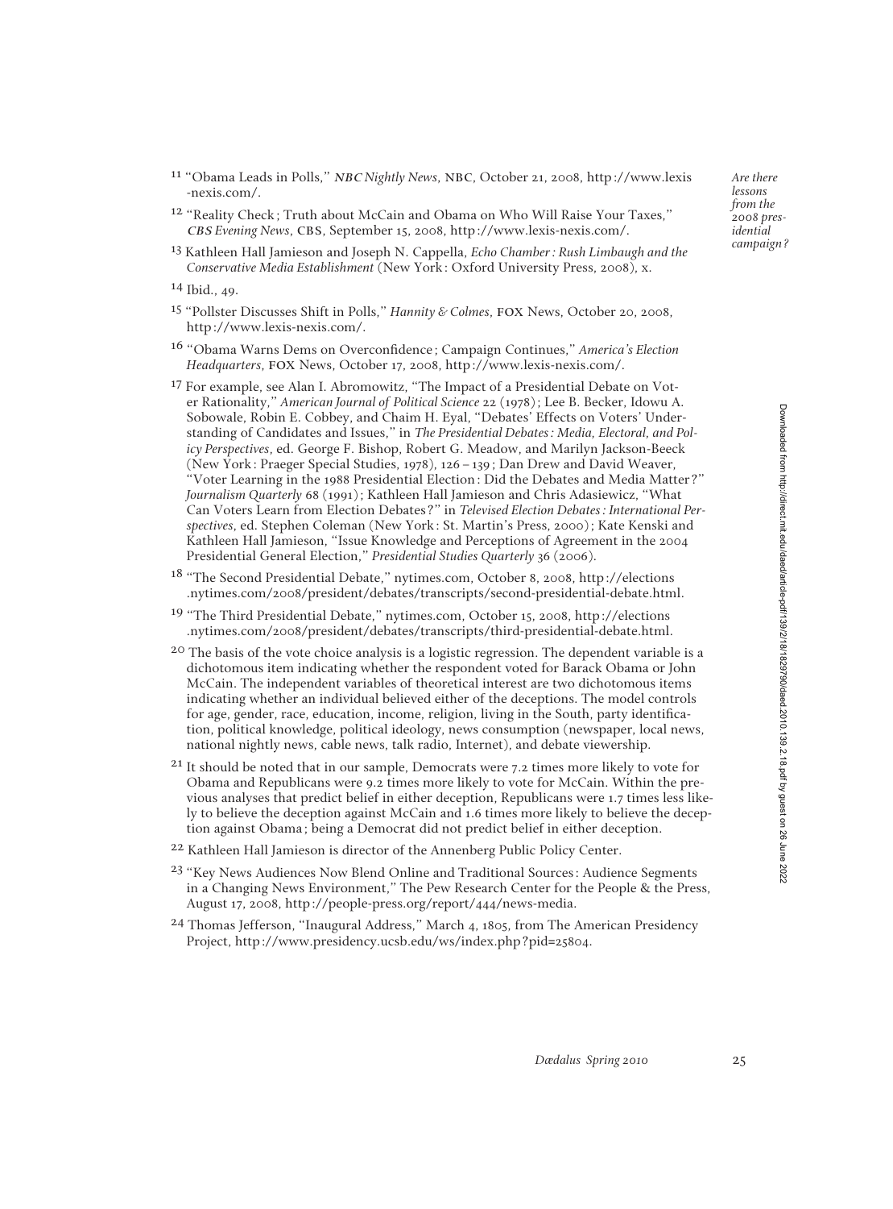[11] "Obama Leads in Polls," *NBC Nightly News*, NBC, October 21, 2008, http://www.lexis-nexis.com/.

[12] "Reality Check; Truth about McCain and Obama on Who Will Raise Your Taxes," *CBS Evening News*, CBS, September 15, 2008, http://www.lexis-nexis.com/.

[13] Kathleen Hall Jamieson and Joseph N. Cappella, *Echo Chamber: Rush Limbaugh and the Conservative Media Establishment* (New York: Oxford University Press, 2008), x.

[14] Ibid., 49.

[15] "Pollster Discusses Shift in Polls," *Hannity & Colmes*, FOX News, October 20, 2008, http://www.lexis-nexis.com/.

[16] "Obama Warns Dems on Overconfidence; Campaign Continues," *America's Election Headquarters*, FOX News, October 17, 2008, http://www.lexis-nexis.com/.

[17] For example, see Alan I. Abromowitz, "The Impact of a Presidential Debate on Voter Rationality," *American Journal of Political Science* 22 (1978); Lee B. Becker, Idowu A. Sobowale, Robin E. Cobbey, and Chaim H. Eyal, "Debates' Effects on Voters' Understanding of Candidates and Issues," in *The Presidential Debates: Media, Electoral, and Policy Perspectives*, ed. George F. Bishop, Robert G. Meadow, and Marilyn Jackson-Beeck (New York: Praeger Special Studies, 1978), 126–139; Dan Drew and David Weaver, "Voter Learning in the 1988 Presidential Election: Did the Debates and Media Matter?" *Journalism Quarterly* 68 (1991); Kathleen Hall Jamieson and Chris Adasiewicz, "What Can Voters Learn from Election Debates?" in *Televised Election Debates: International Perspectives*, ed. Stephen Coleman (New York: St. Martin's Press, 2000); Kate Kenski and Kathleen Hall Jamieson, "Issue Knowledge and Perceptions of Agreement in the 2004 Presidential General Election," *Presidential Studies Quarterly* 36 (2006).

[18] "The Second Presidential Debate," nytimes.com, October 8, 2008, http://elections.nytimes.com/2008/president/debates/transcripts/second-presidential-debate.html.

[19] "The Third Presidential Debate," nytimes.com, October 15, 2008, http://elections.nytimes.com/2008/president/debates/transcripts/third-presidential-debate.html.

[20] The basis of the vote choice analysis is a logistic regression. The dependent variable is a dichotomous item indicating whether the respondent voted for Barack Obama or John McCain. The independent variables of theoretical interest are two dichotomous items indicating whether an individual believed either of the deceptions. The model controls for age, gender, race, education, income, religion, living in the South, party identification, political knowledge, political ideology, news consumption (newspaper, local news, national nightly news, cable news, talk radio, Internet), and debate viewership.

[21] It should be noted that in our sample, Democrats were 7.2 times more likely to vote for Obama and Republicans were 9.2 times more likely to vote for McCain. Within the previous analyses that predict belief in either deception, Republicans were 1.7 times less likely to believe the deception against McCain and 1.6 times more likely to believe the deception against Obama; being a Democrat did not predict belief in either deception.

[22] Kathleen Hall Jamieson is director of the Annenberg Public Policy Center.

[23] "Key News Audiences Now Blend Online and Traditional Sources: Audience Segments in a Changing News Environment," The Pew Research Center for the People & the Press, August 17, 2008, http://people-press.org/report/444/news-media.

[24] Thomas Jefferson, "Inaugural Address," March 4, 1805, from The American Presidency Project, http://www.presidency.ucsb.edu/ws/index.php?pid=25804.